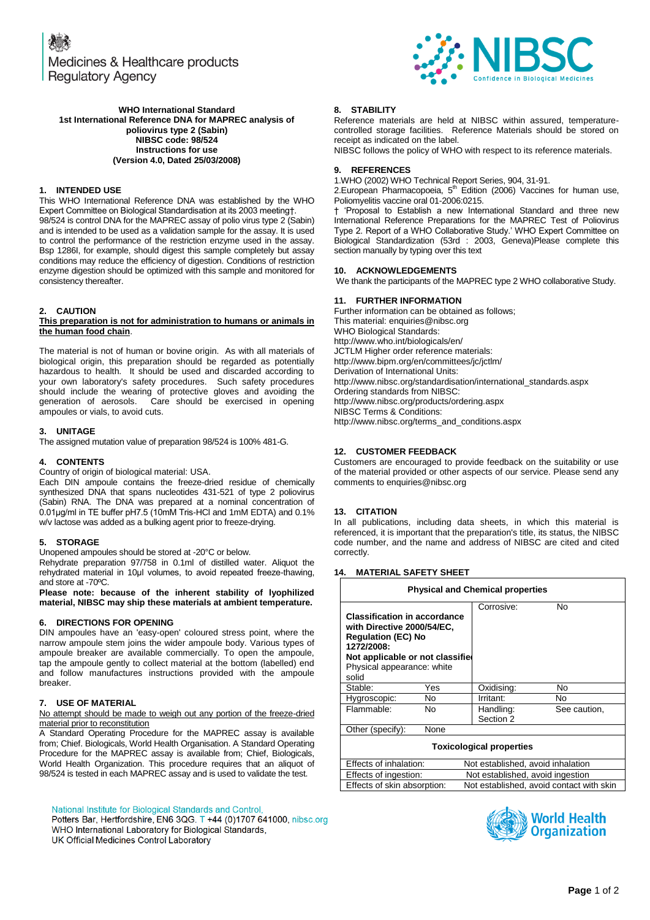Medicines & Healthcare products Regulatory Agency

NIBSC Confidence in Biological Medicines

**WHO International Standard**
**1st International Reference DNA for MAPREC analysis of poliovirus type 2 (Sabin)**
**NIBSC code: 98/524**
**Instructions for use**
**(Version 4.0, Dated 25/03/2008)**

## 1. INTENDED USE

This WHO International Reference DNA was established by the WHO Expert Committee on Biological Standardisation at its 2003 meeting†.
98/524 is control DNA for the MAPREC assay of polio virus type 2 (Sabin) and is intended to be used as a validation sample for the assay. It is used to control the performance of the restriction enzyme used in the assay. Bsp 1286I, for example, should digest this sample completely but assay conditions may reduce the efficiency of digestion. Conditions of restriction enzyme digestion should be optimized with this sample and monitored for consistency thereafter.

## 2. CAUTION

**This preparation is not for administration to humans or animals in the human food chain**.

The material is not of human or bovine origin. As with all materials of biological origin, this preparation should be regarded as potentially hazardous to health. It should be used and discarded according to your own laboratory's safety procedures. Such safety procedures should include the wearing of protective gloves and avoiding the generation of aerosols. Care should be exercised in opening ampoules or vials, to avoid cuts.

## 3. UNITAGE

The assigned mutation value of preparation 98/524 is 100% 481-G.

## 4. CONTENTS

Country of origin of biological material: USA.
Each DIN ampoule contains the freeze-dried residue of chemically synthesized DNA that spans nucleotides 431-521 of type 2 poliovirus (Sabin) RNA. The DNA was prepared at a nominal concentration of 0.01µg/ml in TE buffer pH7.5 (10mM Tris-HCl and 1mM EDTA) and 0.1% w/v lactose was added as a bulking agent prior to freeze-drying.

## 5. STORAGE

Unopened ampoules should be stored at -20°C or below.
Rehydrate preparation 97/758 in 0.1ml of distilled water. Aliquot the rehydrated material in 10µl volumes, to avoid repeated freeze-thawing, and store at -70ºC.
**Please note: because of the inherent stability of lyophilized material, NIBSC may ship these materials at ambient temperature.**

## 6. DIRECTIONS FOR OPENING

DIN ampoules have an 'easy-open' coloured stress point, where the narrow ampoule stem joins the wider ampoule body. Various types of ampoule breaker are available commercially. To open the ampoule, tap the ampoule gently to collect material at the bottom (labelled) end and follow manufactures instructions provided with the ampoule breaker.

## 7. USE OF MATERIAL

No attempt should be made to weigh out any portion of the freeze-dried material prior to reconstitution
A Standard Operating Procedure for the MAPREC assay is available from; Chief. Biologicals, World Health Organisation. A Standard Operating Procedure for the MAPREC assay is available from; Chief, Biologicals, World Health Organization. This procedure requires that an aliquot of 98/524 is tested in each MAPREC assay and is used to validate the test.

## 8. STABILITY

Reference materials are held at NIBSC within assured, temperature-controlled storage facilities. Reference Materials should be stored on receipt as indicated on the label.
NIBSC follows the policy of WHO with respect to its reference materials.

## 9. REFERENCES

1.WHO (2002) WHO Technical Report Series, 904, 31-91.
2.European Pharmacopoeia, 5th Edition (2006) Vaccines for human use, Poliomyelitis vaccine oral 01-2006:0215.
† 'Proposal to Establish a new International Standard and three new International Reference Preparations for the MAPREC Test of Poliovirus Type 2. Report of a WHO Collaborative Study.' WHO Expert Committee on Biological Standardization (53rd : 2003, Geneva)Please complete this section manually by typing over this text

## 10. ACKNOWLEDGEMENTS

We thank the participants of the MAPREC type 2 WHO collaborative Study.

## 11. FURTHER INFORMATION

Further information can be obtained as follows;
This material: enquiries@nibsc.org
WHO Biological Standards:
http://www.who.int/biologicals/en/
JCTLM Higher order reference materials:
http://www.bipm.org/en/committees/jc/jctlm/
Derivation of International Units:
http://www.nibsc.org/standardisation/international_standards.aspx
Ordering standards from NIBSC:
http://www.nibsc.org/products/ordering.aspx
NIBSC Terms & Conditions:
http://www.nibsc.org/terms_and_conditions.aspx

## 12. CUSTOMER FEEDBACK

Customers are encouraged to provide feedback on the suitability or use of the material provided or other aspects of our service. Please send any comments to enquiries@nibsc.org

## 13. CITATION

In all publications, including data sheets, in which this material is referenced, it is important that the preparation's title, its status, the NIBSC code number, and the name and address of NIBSC are cited and cited correctly.

## 14. MATERIAL SAFETY SHEET

| **Physical and Chemical properties** | | | |
|---|---|---|---|
| **Classification in accordance with Directive 2000/54/EC, Regulation (EC) No 1272/2008: Not applicable or not classified** Physical appearance: white solid | | Corrosive: | No |
| Stable: | Yes | Oxidising: | No |
| Hygroscopic: | No | Irritant: | No |
| Flammable: | No | Handling: Section 2 | See caution, |
| Other (specify): | None | | |

| **Toxicological properties** | |
|---|---|
| Effects of inhalation: | Not established, avoid inhalation |
| Effects of ingestion: | Not established, avoid ingestion |
| Effects of skin absorption: | Not established, avoid contact with skin |

National Institute for Biological Standards and Control,
Potters Bar, Hertfordshire, EN6 3QG. T +44 (0)1707 641000, nibsc.org
WHO International Laboratory for Biological Standards,
UK Official Medicines Control Laboratory

World Health Organization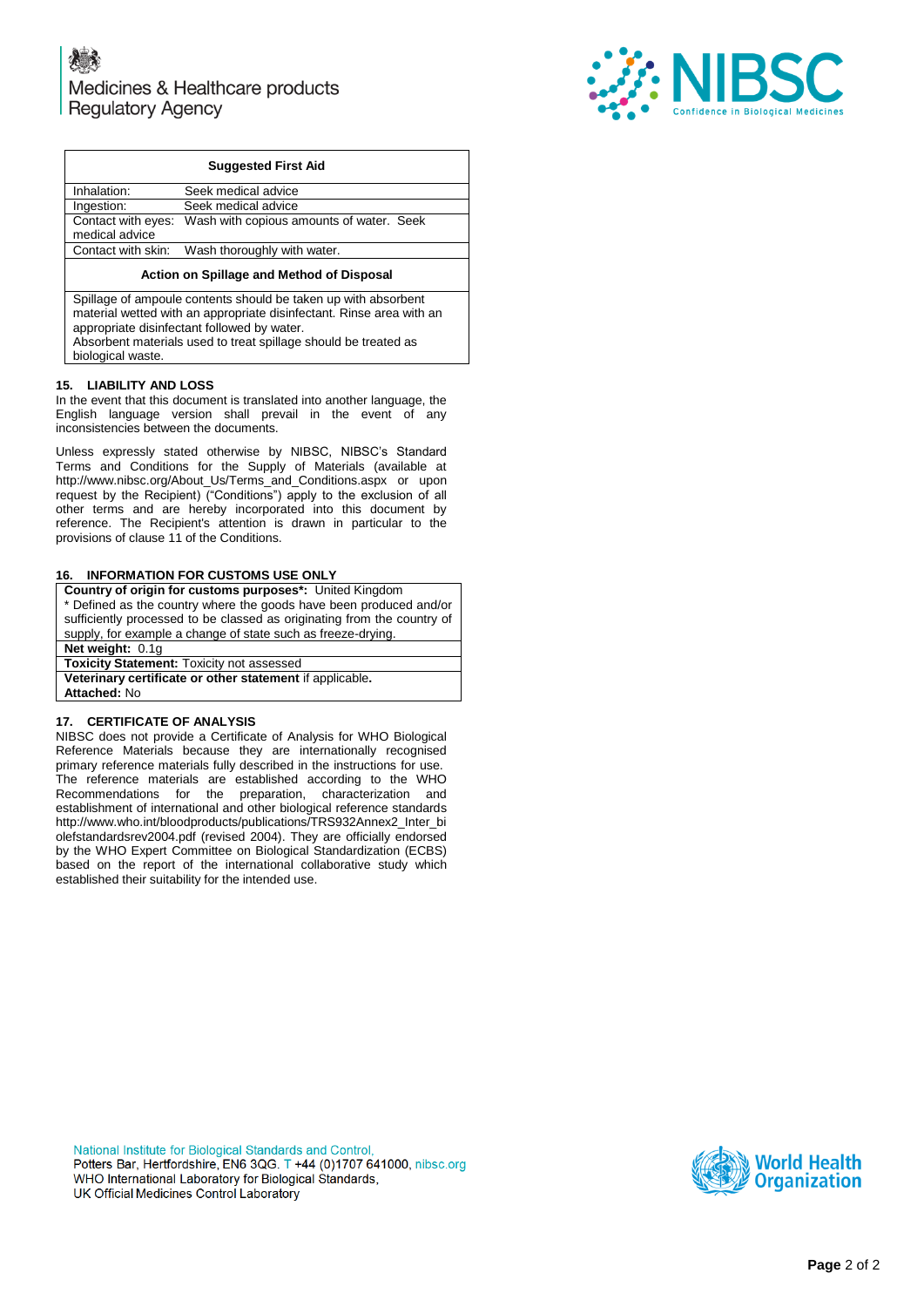| Suggested First Aid | |
|---|---|
| Inhalation: | Seek medical advice |
| Ingestion: | Seek medical advice |
| Contact with eyes: | Wash with copious amounts of water. Seek medical advice |
| Contact with skin: | Wash thoroughly with water. |

| Action on Spillage and Method of Disposal |
|---|
| Spillage of ampoule contents should be taken up with absorbent material wetted with an appropriate disinfectant. Rinse area with an appropriate disinfectant followed by water. Absorbent materials used to treat spillage should be treated as biological waste. |

## 15. LIABILITY AND LOSS

In the event that this document is translated into another language, the English language version shall prevail in the event of any inconsistencies between the documents.

Unless expressly stated otherwise by NIBSC, NIBSC's Standard Terms and Conditions for the Supply of Materials (available at http://www.nibsc.org/About_Us/Terms_and_Conditions.aspx or upon request by the Recipient) ("Conditions") apply to the exclusion of all other terms and are hereby incorporated into this document by reference. The Recipient's attention is drawn in particular to the provisions of clause 11 of the Conditions.

## 16. INFORMATION FOR CUSTOMS USE ONLY

| |
|---|
| **Country of origin for customs purposes*:** United Kingdom<br>* Defined as the country where the goods have been produced and/or sufficiently processed to be classed as originating from the country of supply, for example a change of state such as freeze-drying. |
| **Net weight:** 0.1g |
| **Toxicity Statement:** Toxicity not assessed |
| **Veterinary certificate or other statement** if applicable**.**<br>**Attached:** No |

## 17. CERTIFICATE OF ANALYSIS

NIBSC does not provide a Certificate of Analysis for WHO Biological Reference Materials because they are internationally recognised primary reference materials fully described in the instructions for use. The reference materials are established according to the WHO Recommendations for the preparation, characterization and establishment of international and other biological reference standards http://www.who.int/bloodproducts/publications/TRS932Annex2_Inter_biolefstandardsrev2004.pdf (revised 2004). They are officially endorsed by the WHO Expert Committee on Biological Standardization (ECBS) based on the report of the international collaborative study which established their suitability for the intended use.